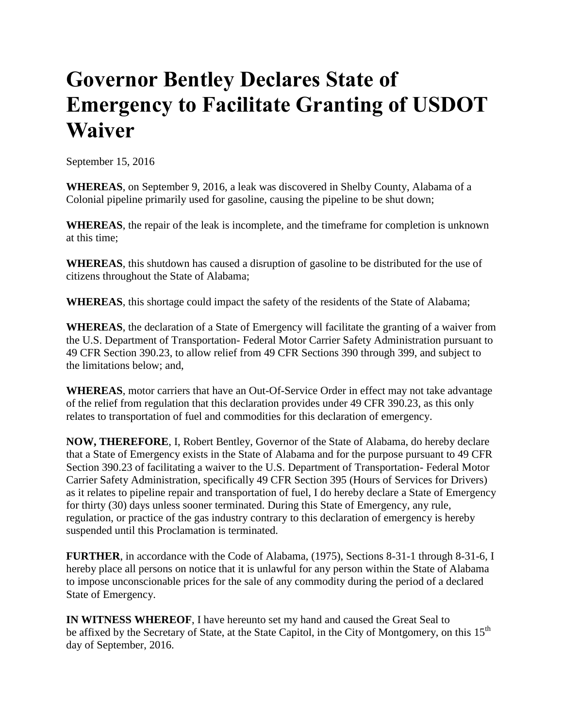# Governor Bentley Declares State of Emergency to Facilitate Granting of USDOT Waiver

September 15, 2016

**WHEREAS**, on September 9, 2016, a leak was discovered in Shelby County, Alabama of a Colonial pipeline primarily used for gasoline, causing the pipeline to be shut down;

**WHEREAS**, the repair of the leak is incomplete, and the timeframe for completion is unknown at this time;

**WHEREAS**, this shutdown has caused a disruption of gasoline to be distributed for the use of citizens throughout the State of Alabama;

**WHEREAS**, this shortage could impact the safety of the residents of the State of Alabama;

**WHEREAS**, the declaration of a State of Emergency will facilitate the granting of a waiver from the U.S. Department of Transportation- Federal Motor Carrier Safety Administration pursuant to 49 CFR Section 390.23, to allow relief from 49 CFR Sections 390 through 399, and subject to the limitations below; and,

**WHEREAS**, motor carriers that have an Out-Of-Service Order in effect may not take advantage of the relief from regulation that this declaration provides under 49 CFR 390.23, as this only relates to transportation of fuel and commodities for this declaration of emergency.

**NOW, THEREFORE**, I, Robert Bentley, Governor of the State of Alabama, do hereby declare that a State of Emergency exists in the State of Alabama and for the purpose pursuant to 49 CFR Section 390.23 of facilitating a waiver to the U.S. Department of Transportation- Federal Motor Carrier Safety Administration, specifically 49 CFR Section 395 (Hours of Services for Drivers) as it relates to pipeline repair and transportation of fuel, I do hereby declare a State of Emergency for thirty (30) days unless sooner terminated. During this State of Emergency, any rule, regulation, or practice of the gas industry contrary to this declaration of emergency is hereby suspended until this Proclamation is terminated.

**FURTHER**, in accordance with the Code of Alabama, (1975), Sections 8-31-1 through 8-31-6, I hereby place all persons on notice that it is unlawful for any person within the State of Alabama to impose unconscionable prices for the sale of any commodity during the period of a declared State of Emergency.

**IN WITNESS WHEREOF**, I have hereunto set my hand and caused the Great Seal to be affixed by the Secretary of State, at the State Capitol, in the City of Montgomery, on this 15th day of September, 2016.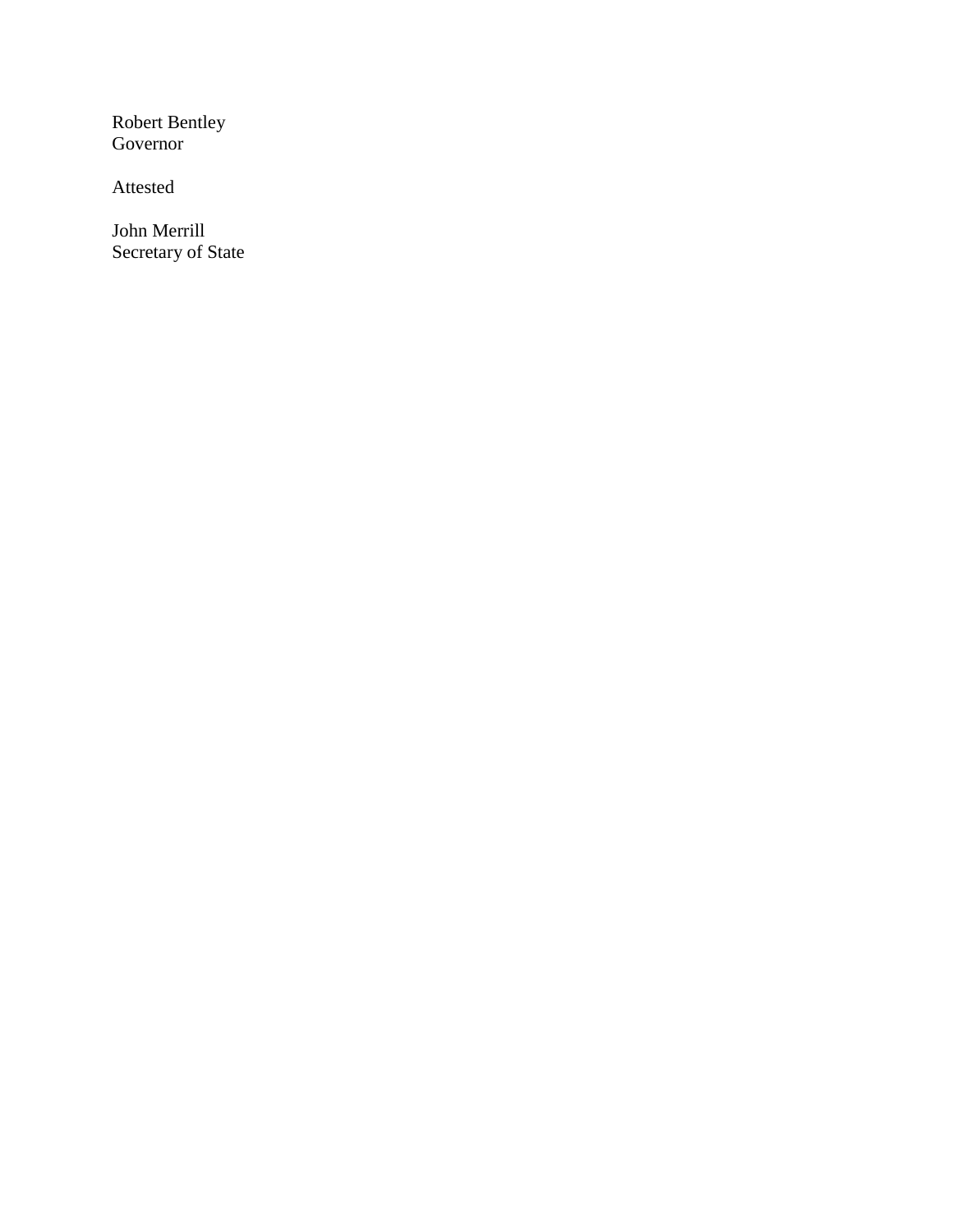Robert Bentley
Governor

Attested

John Merrill
Secretary of State